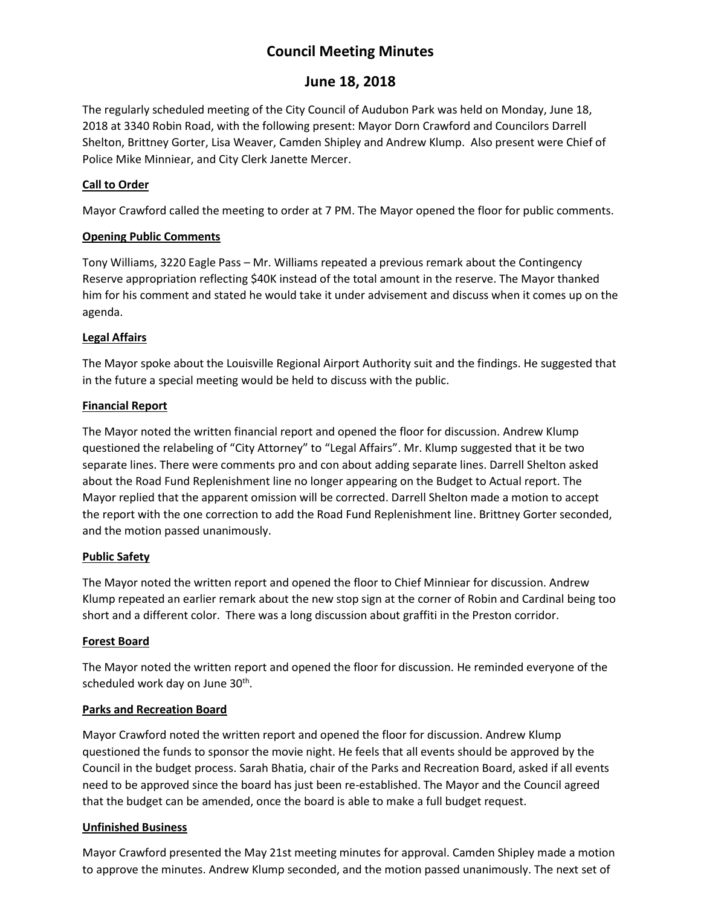# Council Meeting Minutes

## June 18, 2018

The regularly scheduled meeting of the City Council of Audubon Park was held on Monday, June 18, 2018 at 3340 Robin Road, with the following present: Mayor Dorn Crawford and Councilors Darrell Shelton, Brittney Gorter, Lisa Weaver, Camden Shipley and Andrew Klump. Also present were Chief of Police Mike Minniear, and City Clerk Janette Mercer.

**Call to Order**

Mayor Crawford called the meeting to order at 7 PM. The Mayor opened the floor for public comments.

**Opening Public Comments**

Tony Williams, 3220 Eagle Pass – Mr. Williams repeated a previous remark about the Contingency Reserve appropriation reflecting $40K instead of the total amount in the reserve. The Mayor thanked him for his comment and stated he would take it under advisement and discuss when it comes up on the agenda.

**Legal Affairs**

The Mayor spoke about the Louisville Regional Airport Authority suit and the findings. He suggested that in the future a special meeting would be held to discuss with the public.

**Financial Report**

The Mayor noted the written financial report and opened the floor for discussion. Andrew Klump questioned the relabeling of "City Attorney" to "Legal Affairs". Mr. Klump suggested that it be two separate lines. There were comments pro and con about adding separate lines. Darrell Shelton asked about the Road Fund Replenishment line no longer appearing on the Budget to Actual report. The Mayor replied that the apparent omission will be corrected. Darrell Shelton made a motion to accept the report with the one correction to add the Road Fund Replenishment line. Brittney Gorter seconded, and the motion passed unanimously.

**Public Safety**

The Mayor noted the written report and opened the floor to Chief Minniear for discussion. Andrew Klump repeated an earlier remark about the new stop sign at the corner of Robin and Cardinal being too short and a different color. There was a long discussion about graffiti in the Preston corridor.

**Forest Board**

The Mayor noted the written report and opened the floor for discussion. He reminded everyone of the scheduled work day on June 30th.

**Parks and Recreation Board**

Mayor Crawford noted the written report and opened the floor for discussion. Andrew Klump questioned the funds to sponsor the movie night. He feels that all events should be approved by the Council in the budget process. Sarah Bhatia, chair of the Parks and Recreation Board, asked if all events need to be approved since the board has just been re-established. The Mayor and the Council agreed that the budget can be amended, once the board is able to make a full budget request.

**Unfinished Business**

Mayor Crawford presented the May 21st meeting minutes for approval. Camden Shipley made a motion to approve the minutes. Andrew Klump seconded, and the motion passed unanimously. The next set of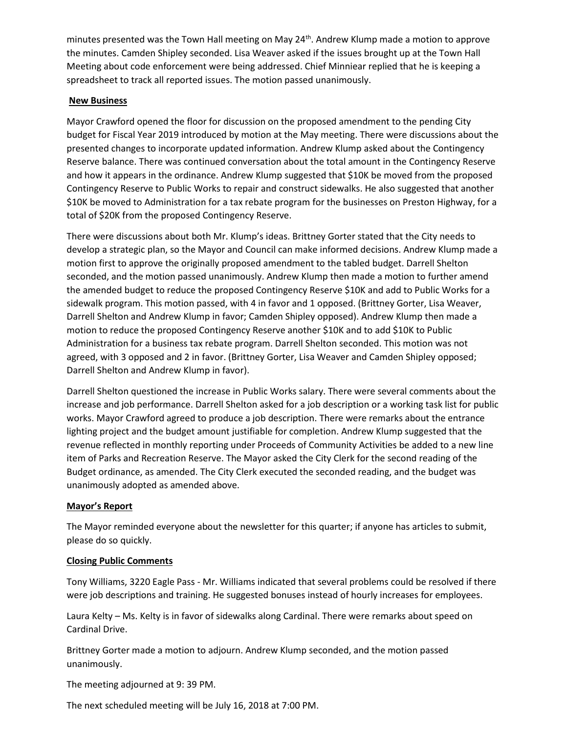minutes presented was the Town Hall meeting on May 24th. Andrew Klump made a motion to approve the minutes. Camden Shipley seconded. Lisa Weaver asked if the issues brought up at the Town Hall Meeting about code enforcement were being addressed. Chief Minniear replied that he is keeping a spreadsheet to track all reported issues. The motion passed unanimously.

**New Business**

Mayor Crawford opened the floor for discussion on the proposed amendment to the pending City budget for Fiscal Year 2019 introduced by motion at the May meeting. There were discussions about the presented changes to incorporate updated information. Andrew Klump asked about the Contingency Reserve balance. There was continued conversation about the total amount in the Contingency Reserve and how it appears in the ordinance. Andrew Klump suggested that $10K be moved from the proposed Contingency Reserve to Public Works to repair and construct sidewalks. He also suggested that another $10K be moved to Administration for a tax rebate program for the businesses on Preston Highway, for a total of $20K from the proposed Contingency Reserve.

There were discussions about both Mr. Klump's ideas. Brittney Gorter stated that the City needs to develop a strategic plan, so the Mayor and Council can make informed decisions. Andrew Klump made a motion first to approve the originally proposed amendment to the tabled budget. Darrell Shelton seconded, and the motion passed unanimously. Andrew Klump then made a motion to further amend the amended budget to reduce the proposed Contingency Reserve $10K and add to Public Works for a sidewalk program. This motion passed, with 4 in favor and 1 opposed. (Brittney Gorter, Lisa Weaver, Darrell Shelton and Andrew Klump in favor; Camden Shipley opposed). Andrew Klump then made a motion to reduce the proposed Contingency Reserve another $10K and to add $10K to Public Administration for a business tax rebate program. Darrell Shelton seconded. This motion was not agreed, with 3 opposed and 2 in favor. (Brittney Gorter, Lisa Weaver and Camden Shipley opposed; Darrell Shelton and Andrew Klump in favor).

Darrell Shelton questioned the increase in Public Works salary. There were several comments about the increase and job performance. Darrell Shelton asked for a job description or a working task list for public works. Mayor Crawford agreed to produce a job description. There were remarks about the entrance lighting project and the budget amount justifiable for completion. Andrew Klump suggested that the revenue reflected in monthly reporting under Proceeds of Community Activities be added to a new line item of Parks and Recreation Reserve. The Mayor asked the City Clerk for the second reading of the Budget ordinance, as amended. The City Clerk executed the seconded reading, and the budget was unanimously adopted as amended above.

**Mayor's Report**

The Mayor reminded everyone about the newsletter for this quarter; if anyone has articles to submit, please do so quickly.

**Closing Public Comments**

Tony Williams, 3220 Eagle Pass - Mr. Williams indicated that several problems could be resolved if there were job descriptions and training. He suggested bonuses instead of hourly increases for employees.

Laura Kelty – Ms. Kelty is in favor of sidewalks along Cardinal. There were remarks about speed on Cardinal Drive.

Brittney Gorter made a motion to adjourn. Andrew Klump seconded, and the motion passed unanimously.

The meeting adjourned at 9: 39 PM.

The next scheduled meeting will be July 16, 2018 at 7:00 PM.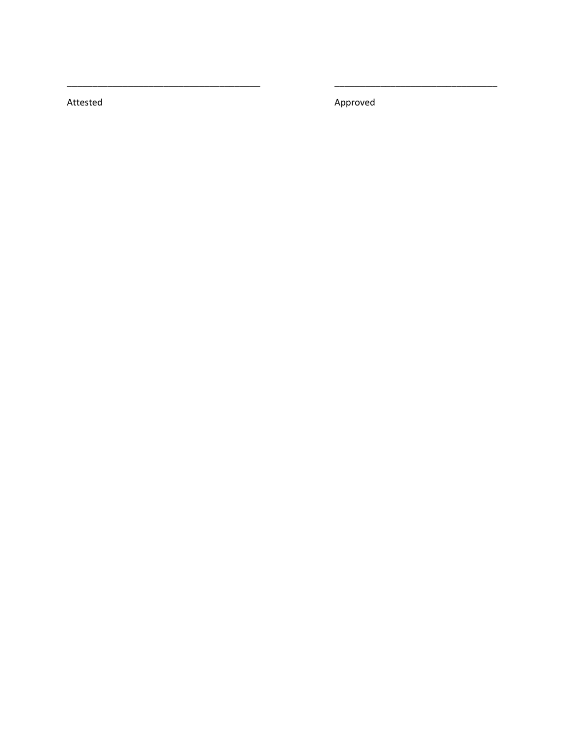\_\_\_\_\_\_\_\_\_\_\_\_\_\_\_\_\_\_\_\_\_\_\_\_\_\_\_\_\_\_\_\_\_\_\_\_\_\_\_\_

Attested

\_\_\_\_\_\_\_\_\_\_\_\_\_\_\_\_\_\_\_\_\_\_\_\_\_\_\_\_\_\_\_\_\_\_\_

Approved